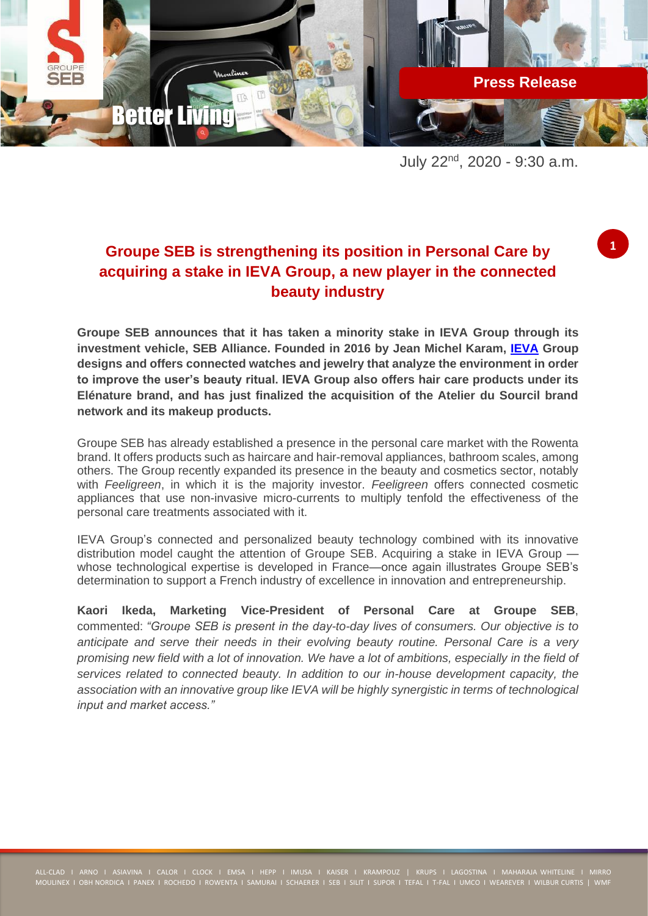Press Release

July 22nd, 2020 - 9:30 a.m.

# Groupe SEB is strengthening its position in Personal Care by acquiring a stake in IEVA Group, a new player in the connected beauty industry

**Groupe SEB announces that it has taken a minority stake in IEVA Group through its investment vehicle, SEB Alliance. Founded in 2016 by Jean Michel Karam, IEVA Group designs and offers connected watches and jewelry that analyze the environment in order to improve the user's beauty ritual. IEVA Group also offers hair care products under its Elénature brand, and has just finalized the acquisition of the Atelier du Sourcil brand network and its makeup products.**

Groupe SEB has already established a presence in the personal care market with the Rowenta brand. It offers products such as haircare and hair-removal appliances, bathroom scales, among others. The Group recently expanded its presence in the beauty and cosmetics sector, notably with *Feeligreen*, in which it is the majority investor. *Feeligreen* offers connected cosmetic appliances that use non-invasive micro-currents to multiply tenfold the effectiveness of the personal care treatments associated with it.

IEVA Group's connected and personalized beauty technology combined with its innovative distribution model caught the attention of Groupe SEB. Acquiring a stake in IEVA Group — whose technological expertise is developed in France—once again illustrates Groupe SEB's determination to support a French industry of excellence in innovation and entrepreneurship.

**Kaori Ikeda, Marketing Vice-President of Personal Care at Groupe SEB**, commented: *"Groupe SEB is present in the day-to-day lives of consumers. Our objective is to anticipate and serve their needs in their evolving beauty routine. Personal Care is a very promising new field with a lot of innovation. We have a lot of ambitions, especially in the field of services related to connected beauty. In addition to our in-house development capacity, the association with an innovative group like IEVA will be highly synergistic in terms of technological input and market access."*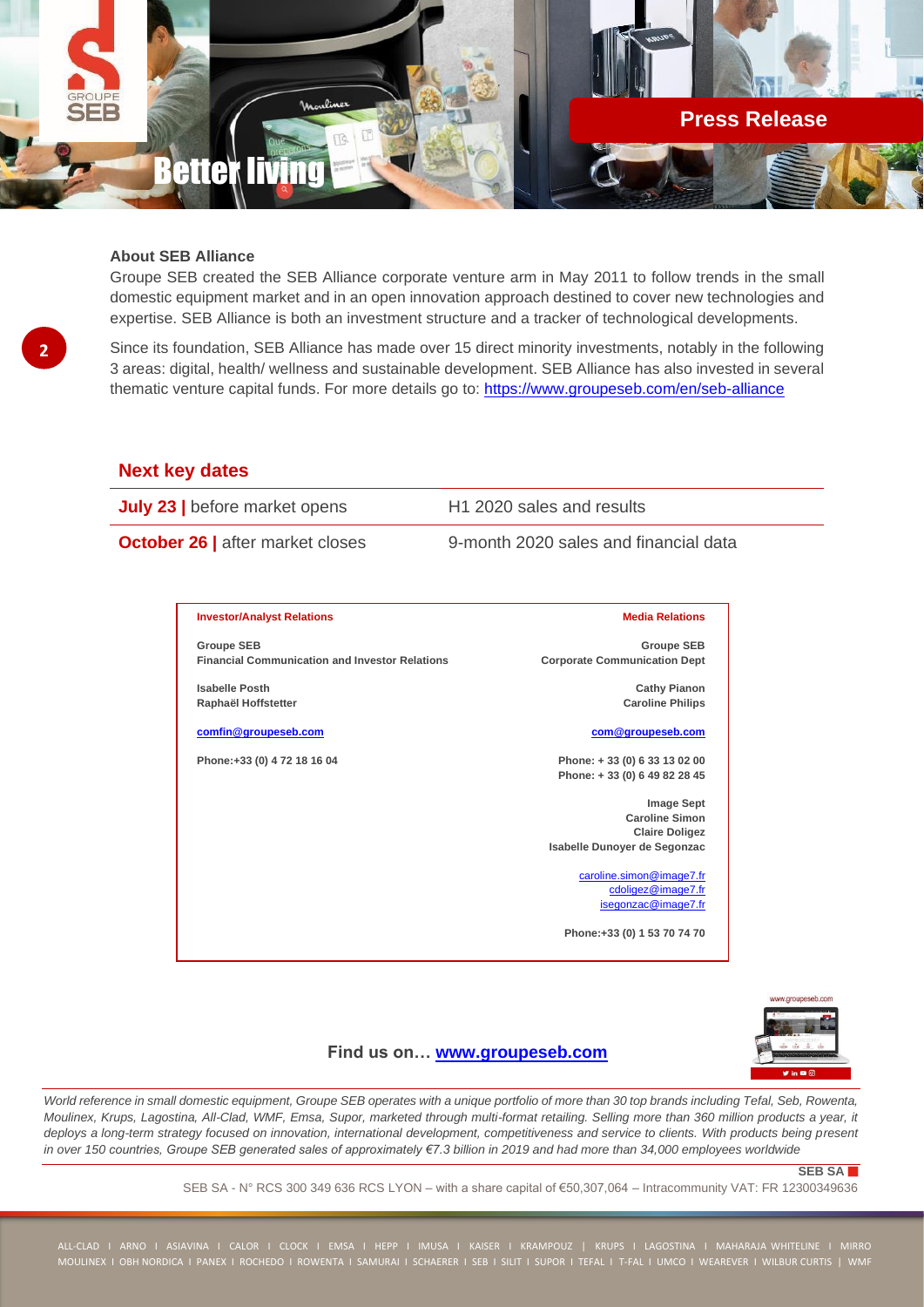**About SEB Alliance**

Groupe SEB created the SEB Alliance corporate venture arm in May 2011 to follow trends in the small domestic equipment market and in an open innovation approach destined to cover new technologies and expertise. SEB Alliance is both an investment structure and a tracker of technological developments.

Since its foundation, SEB Alliance has made over 15 direct minority investments, notably in the following 3 areas: digital, health/ wellness and sustainable development. SEB Alliance has also invested in several thematic venture capital funds. For more details go to: https://www.groupeseb.com/en/seb-alliance

## Next key dates

| | |
|---|---|
| **July 23 \|** before market opens | H1 2020 sales and results |
| **October 26 \|** after market closes | 9-month 2020 sales and financial data |

**Investor/Analyst Relations**

**Groupe SEB**
**Financial Communication and Investor Relations**

**Isabelle Posth**
**Raphaël Hoffstetter**

**comfin@groupeseb.com**

**Phone:+33 (0) 4 72 18 16 04**

**Media Relations**

**Groupe SEB**
**Corporate Communication Dept**

**Cathy Pianon**
**Caroline Philips**

**com@groupeseb.com**

**Phone: + 33 (0) 6 33 13 02 00**
**Phone: + 33 (0) 6 49 82 28 45**

**Image Sept**
**Caroline Simon**
**Claire Doligez**
**Isabelle Dunoyer de Segonzac**

caroline.simon@image7.fr
cdoligez@image7.fr
isegonzac@image7.fr

**Phone:+33 (0) 1 53 70 74 70**

**Find us on… www.groupeseb.com**

*World reference in small domestic equipment, Groupe SEB operates with a unique portfolio of more than 30 top brands including Tefal, Seb, Rowenta, Moulinex, Krups, Lagostina, All-Clad, WMF, Emsa, Supor, marketed through multi-format retailing. Selling more than 360 million products a year, it deploys a long-term strategy focused on innovation, international development, competitiveness and service to clients. With products being present in over 150 countries, Groupe SEB generated sales of approximately €7.3 billion in 2019 and had more than 34,000 employees worldwide*

**SEB SA**

SEB SA - N° RCS 300 349 636 RCS LYON – with a share capital of €50,307,064 – Intracommunity VAT: FR 12300349636

ALL-CLAD I ARNO I ASIAVINA I CALOR I CLOCK I EMSA I HEPP I IMUSA I KAISER I KRAMPOUZ | KRUPS I LAGOSTINA I MAHARAJA WHITELINE I MIRRO MOULINEX I OBH NORDICA I PANEX I ROCHEDO I ROWENTA I SAMURAI I SCHAERER I SEB I SILIT I SUPOR I TEFAL I T-FAL I UMCO I WEAREVER I WILBUR CURTIS | WMF